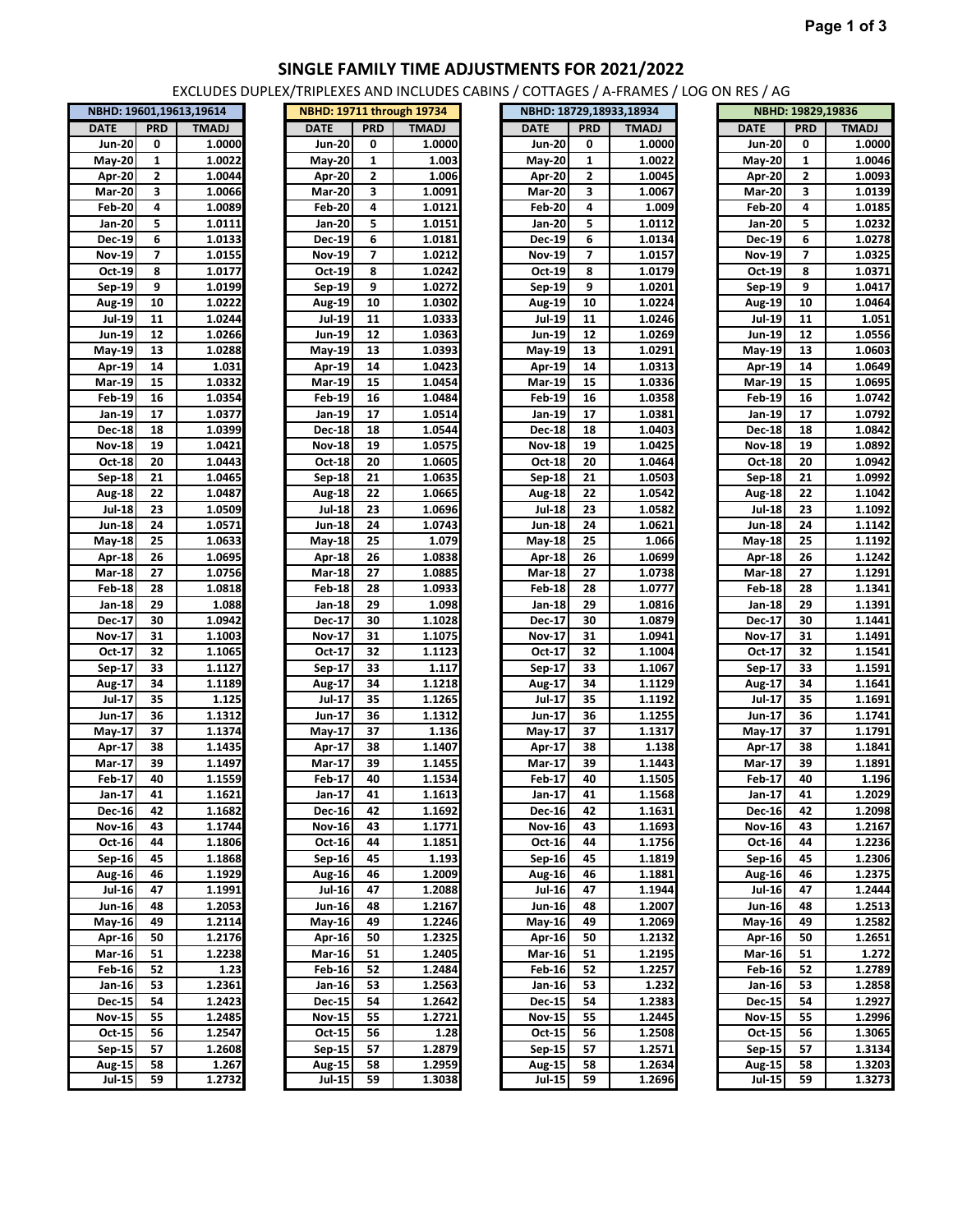# SINGLE FAMILY TIME ADJUSTMENTS FOR 2021/2022

EXCLUDES DUPLEX/TRIPLEXES AND INCLUDES CABINS / COTTAGES / A-FRAMES / LOG ON RES / AG

| NBHD: 19601,19613,19614 | | |
|---|---|---|
| DATE | PRD | TMADJ |
| Jun-20 | 0 | 1.0000 |
| May-20 | 1 | 1.0022 |
| Apr-20 | 2 | 1.0044 |
| Mar-20 | 3 | 1.0066 |
| Feb-20 | 4 | 1.0089 |
| Jan-20 | 5 | 1.0111 |
| Dec-19 | 6 | 1.0133 |
| Nov-19 | 7 | 1.0155 |
| Oct-19 | 8 | 1.0177 |
| Sep-19 | 9 | 1.0199 |
| Aug-19 | 10 | 1.0222 |
| Jul-19 | 11 | 1.0244 |
| Jun-19 | 12 | 1.0266 |
| May-19 | 13 | 1.0288 |
| Apr-19 | 14 | 1.031 |
| Mar-19 | 15 | 1.0332 |
| Feb-19 | 16 | 1.0354 |
| Jan-19 | 17 | 1.0377 |
| Dec-18 | 18 | 1.0399 |
| Nov-18 | 19 | 1.0421 |
| Oct-18 | 20 | 1.0443 |
| Sep-18 | 21 | 1.0465 |
| Aug-18 | 22 | 1.0487 |
| Jul-18 | 23 | 1.0509 |
| Jun-18 | 24 | 1.0571 |
| May-18 | 25 | 1.0633 |
| Apr-18 | 26 | 1.0695 |
| Mar-18 | 27 | 1.0756 |
| Feb-18 | 28 | 1.0818 |
| Jan-18 | 29 | 1.088 |
| Dec-17 | 30 | 1.0942 |
| Nov-17 | 31 | 1.1003 |
| Oct-17 | 32 | 1.1065 |
| Sep-17 | 33 | 1.1127 |
| Aug-17 | 34 | 1.1189 |
| Jul-17 | 35 | 1.125 |
| Jun-17 | 36 | 1.1312 |
| May-17 | 37 | 1.1374 |
| Apr-17 | 38 | 1.1435 |
| Mar-17 | 39 | 1.1497 |
| Feb-17 | 40 | 1.1559 |
| Jan-17 | 41 | 1.1621 |
| Dec-16 | 42 | 1.1682 |
| Nov-16 | 43 | 1.1744 |
| Oct-16 | 44 | 1.1806 |
| Sep-16 | 45 | 1.1868 |
| Aug-16 | 46 | 1.1929 |
| Jul-16 | 47 | 1.1991 |
| Jun-16 | 48 | 1.2053 |
| May-16 | 49 | 1.2114 |
| Apr-16 | 50 | 1.2176 |
| Mar-16 | 51 | 1.2238 |
| Feb-16 | 52 | 1.23 |
| Jan-16 | 53 | 1.2361 |
| Dec-15 | 54 | 1.2423 |
| Nov-15 | 55 | 1.2485 |
| Oct-15 | 56 | 1.2547 |
| Sep-15 | 57 | 1.2608 |
| Aug-15 | 58 | 1.267 |
| Jul-15 | 59 | 1.2732 |

| NBHD: 19711 through 19734 | | |
|---|---|---|
| DATE | PRD | TMADJ |
| Jun-20 | 0 | 1.0000 |
| May-20 | 1 | 1.003 |
| Apr-20 | 2 | 1.006 |
| Mar-20 | 3 | 1.0091 |
| Feb-20 | 4 | 1.0121 |
| Jan-20 | 5 | 1.0151 |
| Dec-19 | 6 | 1.0181 |
| Nov-19 | 7 | 1.0212 |
| Oct-19 | 8 | 1.0242 |
| Sep-19 | 9 | 1.0272 |
| Aug-19 | 10 | 1.0302 |
| Jul-19 | 11 | 1.0333 |
| Jun-19 | 12 | 1.0363 |
| May-19 | 13 | 1.0393 |
| Apr-19 | 14 | 1.0423 |
| Mar-19 | 15 | 1.0454 |
| Feb-19 | 16 | 1.0484 |
| Jan-19 | 17 | 1.0514 |
| Dec-18 | 18 | 1.0544 |
| Nov-18 | 19 | 1.0575 |
| Oct-18 | 20 | 1.0605 |
| Sep-18 | 21 | 1.0635 |
| Aug-18 | 22 | 1.0665 |
| Jul-18 | 23 | 1.0696 |
| Jun-18 | 24 | 1.0743 |
| May-18 | 25 | 1.079 |
| Apr-18 | 26 | 1.0838 |
| Mar-18 | 27 | 1.0885 |
| Feb-18 | 28 | 1.0933 |
| Jan-18 | 29 | 1.098 |
| Dec-17 | 30 | 1.1028 |
| Nov-17 | 31 | 1.1075 |
| Oct-17 | 32 | 1.1123 |
| Sep-17 | 33 | 1.117 |
| Aug-17 | 34 | 1.1218 |
| Jul-17 | 35 | 1.1265 |
| Jun-17 | 36 | 1.1312 |
| May-17 | 37 | 1.136 |
| Apr-17 | 38 | 1.1407 |
| Mar-17 | 39 | 1.1455 |
| Feb-17 | 40 | 1.1534 |
| Jan-17 | 41 | 1.1613 |
| Dec-16 | 42 | 1.1692 |
| Nov-16 | 43 | 1.1771 |
| Oct-16 | 44 | 1.1851 |
| Sep-16 | 45 | 1.193 |
| Aug-16 | 46 | 1.2009 |
| Jul-16 | 47 | 1.2088 |
| Jun-16 | 48 | 1.2167 |
| May-16 | 49 | 1.2246 |
| Apr-16 | 50 | 1.2325 |
| Mar-16 | 51 | 1.2405 |
| Feb-16 | 52 | 1.2484 |
| Jan-16 | 53 | 1.2563 |
| Dec-15 | 54 | 1.2642 |
| Nov-15 | 55 | 1.2721 |
| Oct-15 | 56 | 1.28 |
| Sep-15 | 57 | 1.2879 |
| Aug-15 | 58 | 1.2959 |
| Jul-15 | 59 | 1.3038 |

| NBHD: 18729,18933,18934 | | |
|---|---|---|
| DATE | PRD | TMADJ |
| Jun-20 | 0 | 1.0000 |
| May-20 | 1 | 1.0022 |
| Apr-20 | 2 | 1.0045 |
| Mar-20 | 3 | 1.0067 |
| Feb-20 | 4 | 1.009 |
| Jan-20 | 5 | 1.0112 |
| Dec-19 | 6 | 1.0134 |
| Nov-19 | 7 | 1.0157 |
| Oct-19 | 8 | 1.0179 |
| Sep-19 | 9 | 1.0201 |
| Aug-19 | 10 | 1.0224 |
| Jul-19 | 11 | 1.0246 |
| Jun-19 | 12 | 1.0269 |
| May-19 | 13 | 1.0291 |
| Apr-19 | 14 | 1.0313 |
| Mar-19 | 15 | 1.0336 |
| Feb-19 | 16 | 1.0358 |
| Jan-19 | 17 | 1.0381 |
| Dec-18 | 18 | 1.0403 |
| Nov-18 | 19 | 1.0425 |
| Oct-18 | 20 | 1.0464 |
| Sep-18 | 21 | 1.0503 |
| Aug-18 | 22 | 1.0542 |
| Jul-18 | 23 | 1.0582 |
| Jun-18 | 24 | 1.0621 |
| May-18 | 25 | 1.066 |
| Apr-18 | 26 | 1.0699 |
| Mar-18 | 27 | 1.0738 |
| Feb-18 | 28 | 1.0777 |
| Jan-18 | 29 | 1.0816 |
| Dec-17 | 30 | 1.0879 |
| Nov-17 | 31 | 1.0941 |
| Oct-17 | 32 | 1.1004 |
| Sep-17 | 33 | 1.1067 |
| Aug-17 | 34 | 1.1129 |
| Jul-17 | 35 | 1.1192 |
| Jun-17 | 36 | 1.1255 |
| May-17 | 37 | 1.1317 |
| Apr-17 | 38 | 1.138 |
| Mar-17 | 39 | 1.1443 |
| Feb-17 | 40 | 1.1505 |
| Jan-17 | 41 | 1.1568 |
| Dec-16 | 42 | 1.1631 |
| Nov-16 | 43 | 1.1693 |
| Oct-16 | 44 | 1.1756 |
| Sep-16 | 45 | 1.1819 |
| Aug-16 | 46 | 1.1881 |
| Jul-16 | 47 | 1.1944 |
| Jun-16 | 48 | 1.2007 |
| May-16 | 49 | 1.2069 |
| Apr-16 | 50 | 1.2132 |
| Mar-16 | 51 | 1.2195 |
| Feb-16 | 52 | 1.2257 |
| Jan-16 | 53 | 1.232 |
| Dec-15 | 54 | 1.2383 |
| Nov-15 | 55 | 1.2445 |
| Oct-15 | 56 | 1.2508 |
| Sep-15 | 57 | 1.2571 |
| Aug-15 | 58 | 1.2634 |
| Jul-15 | 59 | 1.2696 |

| NBHD: 19829,19836 | | |
|---|---|---|
| DATE | PRD | TMADJ |
| Jun-20 | 0 | 1.0000 |
| May-20 | 1 | 1.0046 |
| Apr-20 | 2 | 1.0093 |
| Mar-20 | 3 | 1.0139 |
| Feb-20 | 4 | 1.0185 |
| Jan-20 | 5 | 1.0232 |
| Dec-19 | 6 | 1.0278 |
| Nov-19 | 7 | 1.0325 |
| Oct-19 | 8 | 1.0371 |
| Sep-19 | 9 | 1.0417 |
| Aug-19 | 10 | 1.0464 |
| Jul-19 | 11 | 1.051 |
| Jun-19 | 12 | 1.0556 |
| May-19 | 13 | 1.0603 |
| Apr-19 | 14 | 1.0649 |
| Mar-19 | 15 | 1.0695 |
| Feb-19 | 16 | 1.0742 |
| Jan-19 | 17 | 1.0792 |
| Dec-18 | 18 | 1.0842 |
| Nov-18 | 19 | 1.0892 |
| Oct-18 | 20 | 1.0942 |
| Sep-18 | 21 | 1.0992 |
| Aug-18 | 22 | 1.1042 |
| Jul-18 | 23 | 1.1092 |
| Jun-18 | 24 | 1.1142 |
| May-18 | 25 | 1.1192 |
| Apr-18 | 26 | 1.1242 |
| Mar-18 | 27 | 1.1291 |
| Feb-18 | 28 | 1.1341 |
| Jan-18 | 29 | 1.1391 |
| Dec-17 | 30 | 1.1441 |
| Nov-17 | 31 | 1.1491 |
| Oct-17 | 32 | 1.1541 |
| Sep-17 | 33 | 1.1591 |
| Aug-17 | 34 | 1.1641 |
| Jul-17 | 35 | 1.1691 |
| Jun-17 | 36 | 1.1741 |
| May-17 | 37 | 1.1791 |
| Apr-17 | 38 | 1.1841 |
| Mar-17 | 39 | 1.1891 |
| Feb-17 | 40 | 1.196 |
| Jan-17 | 41 | 1.2029 |
| Dec-16 | 42 | 1.2098 |
| Nov-16 | 43 | 1.2167 |
| Oct-16 | 44 | 1.2236 |
| Sep-16 | 45 | 1.2306 |
| Aug-16 | 46 | 1.2375 |
| Jul-16 | 47 | 1.2444 |
| Jun-16 | 48 | 1.2513 |
| May-16 | 49 | 1.2582 |
| Apr-16 | 50 | 1.2651 |
| Mar-16 | 51 | 1.272 |
| Feb-16 | 52 | 1.2789 |
| Jan-16 | 53 | 1.2858 |
| Dec-15 | 54 | 1.2927 |
| Nov-15 | 55 | 1.2996 |
| Oct-15 | 56 | 1.3065 |
| Sep-15 | 57 | 1.3134 |
| Aug-15 | 58 | 1.3203 |
| Jul-15 | 59 | 1.3273 |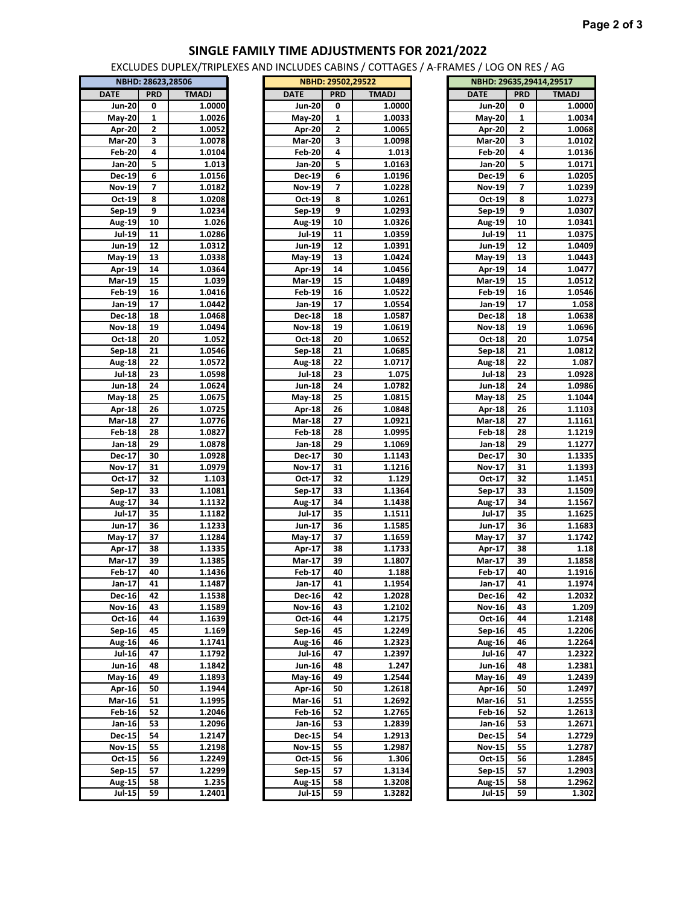## SINGLE FAMILY TIME ADJUSTMENTS FOR 2021/2022

EXCLUDES DUPLEX/TRIPLEXES AND INCLUDES CABINS / COTTAGES / A-FRAMES / LOG ON RES / AG

| NBHD: 28623,28506 | | |
|---|---|---|
| DATE | PRD | TMADJ |
| Jun-20 | 0 | 1.0000 |
| May-20 | 1 | 1.0026 |
| Apr-20 | 2 | 1.0052 |
| Mar-20 | 3 | 1.0078 |
| Feb-20 | 4 | 1.0104 |
| Jan-20 | 5 | 1.013 |
| Dec-19 | 6 | 1.0156 |
| Nov-19 | 7 | 1.0182 |
| Oct-19 | 8 | 1.0208 |
| Sep-19 | 9 | 1.0234 |
| Aug-19 | 10 | 1.026 |
| Jul-19 | 11 | 1.0286 |
| Jun-19 | 12 | 1.0312 |
| May-19 | 13 | 1.0338 |
| Apr-19 | 14 | 1.0364 |
| Mar-19 | 15 | 1.039 |
| Feb-19 | 16 | 1.0416 |
| Jan-19 | 17 | 1.0442 |
| Dec-18 | 18 | 1.0468 |
| Nov-18 | 19 | 1.0494 |
| Oct-18 | 20 | 1.052 |
| Sep-18 | 21 | 1.0546 |
| Aug-18 | 22 | 1.0572 |
| Jul-18 | 23 | 1.0598 |
| Jun-18 | 24 | 1.0624 |
| May-18 | 25 | 1.0675 |
| Apr-18 | 26 | 1.0725 |
| Mar-18 | 27 | 1.0776 |
| Feb-18 | 28 | 1.0827 |
| Jan-18 | 29 | 1.0878 |
| Dec-17 | 30 | 1.0928 |
| Nov-17 | 31 | 1.0979 |
| Oct-17 | 32 | 1.103 |
| Sep-17 | 33 | 1.1081 |
| Aug-17 | 34 | 1.1132 |
| Jul-17 | 35 | 1.1182 |
| Jun-17 | 36 | 1.1233 |
| May-17 | 37 | 1.1284 |
| Apr-17 | 38 | 1.1335 |
| Mar-17 | 39 | 1.1385 |
| Feb-17 | 40 | 1.1436 |
| Jan-17 | 41 | 1.1487 |
| Dec-16 | 42 | 1.1538 |
| Nov-16 | 43 | 1.1589 |
| Oct-16 | 44 | 1.1639 |
| Sep-16 | 45 | 1.169 |
| Aug-16 | 46 | 1.1741 |
| Jul-16 | 47 | 1.1792 |
| Jun-16 | 48 | 1.1842 |
| May-16 | 49 | 1.1893 |
| Apr-16 | 50 | 1.1944 |
| Mar-16 | 51 | 1.1995 |
| Feb-16 | 52 | 1.2046 |
| Jan-16 | 53 | 1.2096 |
| Dec-15 | 54 | 1.2147 |
| Nov-15 | 55 | 1.2198 |
| Oct-15 | 56 | 1.2249 |
| Sep-15 | 57 | 1.2299 |
| Aug-15 | 58 | 1.235 |
| Jul-15 | 59 | 1.2401 |

| NBHD: 29502,29522 | | |
|---|---|---|
| DATE | PRD | TMADJ |
| Jun-20 | 0 | 1.0000 |
| May-20 | 1 | 1.0033 |
| Apr-20 | 2 | 1.0065 |
| Mar-20 | 3 | 1.0098 |
| Feb-20 | 4 | 1.013 |
| Jan-20 | 5 | 1.0163 |
| Dec-19 | 6 | 1.0196 |
| Nov-19 | 7 | 1.0228 |
| Oct-19 | 8 | 1.0261 |
| Sep-19 | 9 | 1.0293 |
| Aug-19 | 10 | 1.0326 |
| Jul-19 | 11 | 1.0359 |
| Jun-19 | 12 | 1.0391 |
| May-19 | 13 | 1.0424 |
| Apr-19 | 14 | 1.0456 |
| Mar-19 | 15 | 1.0489 |
| Feb-19 | 16 | 1.0522 |
| Jan-19 | 17 | 1.0554 |
| Dec-18 | 18 | 1.0587 |
| Nov-18 | 19 | 1.0619 |
| Oct-18 | 20 | 1.0652 |
| Sep-18 | 21 | 1.0685 |
| Aug-18 | 22 | 1.0717 |
| Jul-18 | 23 | 1.075 |
| Jun-18 | 24 | 1.0782 |
| May-18 | 25 | 1.0815 |
| Apr-18 | 26 | 1.0848 |
| Mar-18 | 27 | 1.0921 |
| Feb-18 | 28 | 1.0995 |
| Jan-18 | 29 | 1.1069 |
| Dec-17 | 30 | 1.1143 |
| Nov-17 | 31 | 1.1216 |
| Oct-17 | 32 | 1.129 |
| Sep-17 | 33 | 1.1364 |
| Aug-17 | 34 | 1.1438 |
| Jul-17 | 35 | 1.1511 |
| Jun-17 | 36 | 1.1585 |
| May-17 | 37 | 1.1659 |
| Apr-17 | 38 | 1.1733 |
| Mar-17 | 39 | 1.1807 |
| Feb-17 | 40 | 1.188 |
| Jan-17 | 41 | 1.1954 |
| Dec-16 | 42 | 1.2028 |
| Nov-16 | 43 | 1.2102 |
| Oct-16 | 44 | 1.2175 |
| Sep-16 | 45 | 1.2249 |
| Aug-16 | 46 | 1.2323 |
| Jul-16 | 47 | 1.2397 |
| Jun-16 | 48 | 1.247 |
| May-16 | 49 | 1.2544 |
| Apr-16 | 50 | 1.2618 |
| Mar-16 | 51 | 1.2692 |
| Feb-16 | 52 | 1.2765 |
| Jan-16 | 53 | 1.2839 |
| Dec-15 | 54 | 1.2913 |
| Nov-15 | 55 | 1.2987 |
| Oct-15 | 56 | 1.306 |
| Sep-15 | 57 | 1.3134 |
| Aug-15 | 58 | 1.3208 |
| Jul-15 | 59 | 1.3282 |

| NBHD: 29635,29414,29517 | | |
|---|---|---|
| DATE | PRD | TMADJ |
| Jun-20 | 0 | 1.0000 |
| May-20 | 1 | 1.0034 |
| Apr-20 | 2 | 1.0068 |
| Mar-20 | 3 | 1.0102 |
| Feb-20 | 4 | 1.0136 |
| Jan-20 | 5 | 1.0171 |
| Dec-19 | 6 | 1.0205 |
| Nov-19 | 7 | 1.0239 |
| Oct-19 | 8 | 1.0273 |
| Sep-19 | 9 | 1.0307 |
| Aug-19 | 10 | 1.0341 |
| Jul-19 | 11 | 1.0375 |
| Jun-19 | 12 | 1.0409 |
| May-19 | 13 | 1.0443 |
| Apr-19 | 14 | 1.0477 |
| Mar-19 | 15 | 1.0512 |
| Feb-19 | 16 | 1.0546 |
| Jan-19 | 17 | 1.058 |
| Dec-18 | 18 | 1.0638 |
| Nov-18 | 19 | 1.0696 |
| Oct-18 | 20 | 1.0754 |
| Sep-18 | 21 | 1.0812 |
| Aug-18 | 22 | 1.087 |
| Jul-18 | 23 | 1.0928 |
| Jun-18 | 24 | 1.0986 |
| May-18 | 25 | 1.1044 |
| Apr-18 | 26 | 1.1103 |
| Mar-18 | 27 | 1.1161 |
| Feb-18 | 28 | 1.1219 |
| Jan-18 | 29 | 1.1277 |
| Dec-17 | 30 | 1.1335 |
| Nov-17 | 31 | 1.1393 |
| Oct-17 | 32 | 1.1451 |
| Sep-17 | 33 | 1.1509 |
| Aug-17 | 34 | 1.1567 |
| Jul-17 | 35 | 1.1625 |
| Jun-17 | 36 | 1.1683 |
| May-17 | 37 | 1.1742 |
| Apr-17 | 38 | 1.18 |
| Mar-17 | 39 | 1.1858 |
| Feb-17 | 40 | 1.1916 |
| Jan-17 | 41 | 1.1974 |
| Dec-16 | 42 | 1.2032 |
| Nov-16 | 43 | 1.209 |
| Oct-16 | 44 | 1.2148 |
| Sep-16 | 45 | 1.2206 |
| Aug-16 | 46 | 1.2264 |
| Jul-16 | 47 | 1.2322 |
| Jun-16 | 48 | 1.2381 |
| May-16 | 49 | 1.2439 |
| Apr-16 | 50 | 1.2497 |
| Mar-16 | 51 | 1.2555 |
| Feb-16 | 52 | 1.2613 |
| Jan-16 | 53 | 1.2671 |
| Dec-15 | 54 | 1.2729 |
| Nov-15 | 55 | 1.2787 |
| Oct-15 | 56 | 1.2845 |
| Sep-15 | 57 | 1.2903 |
| Aug-15 | 58 | 1.2962 |
| Jul-15 | 59 | 1.302 |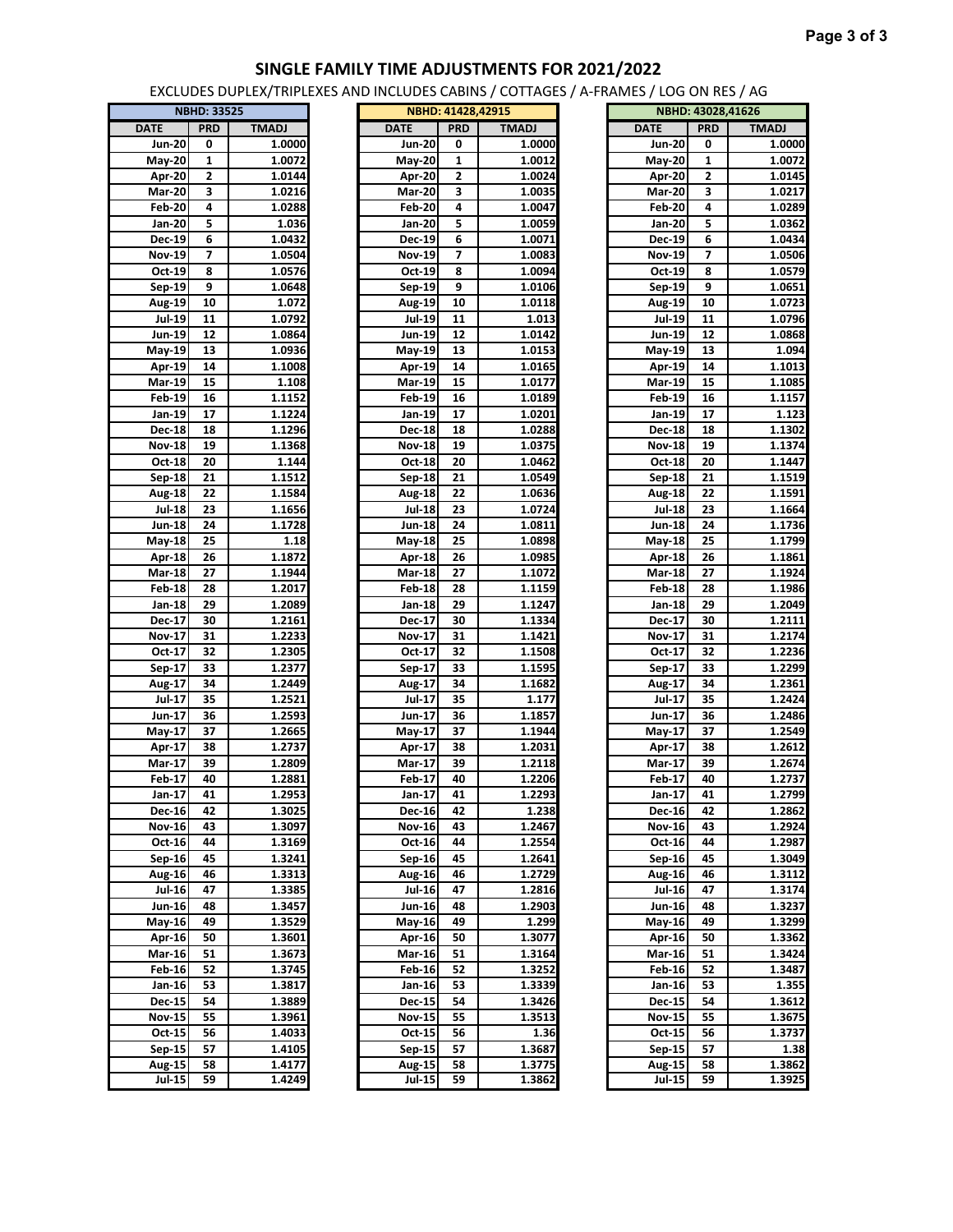## SINGLE FAMILY TIME ADJUSTMENTS FOR 2021/2022

EXCLUDES DUPLEX/TRIPLEXES AND INCLUDES CABINS / COTTAGES / A-FRAMES / LOG ON RES / AG

| NBHD: 33525 | | |
|---|---|---|
| DATE | PRD | TMADJ |
| Jun-20 | 0 | 1.0000 |
| May-20 | 1 | 1.0072 |
| Apr-20 | 2 | 1.0144 |
| Mar-20 | 3 | 1.0216 |
| Feb-20 | 4 | 1.0288 |
| Jan-20 | 5 | 1.036 |
| Dec-19 | 6 | 1.0432 |
| Nov-19 | 7 | 1.0504 |
| Oct-19 | 8 | 1.0576 |
| Sep-19 | 9 | 1.0648 |
| Aug-19 | 10 | 1.072 |
| Jul-19 | 11 | 1.0792 |
| Jun-19 | 12 | 1.0864 |
| May-19 | 13 | 1.0936 |
| Apr-19 | 14 | 1.1008 |
| Mar-19 | 15 | 1.108 |
| Feb-19 | 16 | 1.1152 |
| Jan-19 | 17 | 1.1224 |
| Dec-18 | 18 | 1.1296 |
| Nov-18 | 19 | 1.1368 |
| Oct-18 | 20 | 1.144 |
| Sep-18 | 21 | 1.1512 |
| Aug-18 | 22 | 1.1584 |
| Jul-18 | 23 | 1.1656 |
| Jun-18 | 24 | 1.1728 |
| May-18 | 25 | 1.18 |
| Apr-18 | 26 | 1.1872 |
| Mar-18 | 27 | 1.1944 |
| Feb-18 | 28 | 1.2017 |
| Jan-18 | 29 | 1.2089 |
| Dec-17 | 30 | 1.2161 |
| Nov-17 | 31 | 1.2233 |
| Oct-17 | 32 | 1.2305 |
| Sep-17 | 33 | 1.2377 |
| Aug-17 | 34 | 1.2449 |
| Jul-17 | 35 | 1.2521 |
| Jun-17 | 36 | 1.2593 |
| May-17 | 37 | 1.2665 |
| Apr-17 | 38 | 1.2737 |
| Mar-17 | 39 | 1.2809 |
| Feb-17 | 40 | 1.2881 |
| Jan-17 | 41 | 1.2953 |
| Dec-16 | 42 | 1.3025 |
| Nov-16 | 43 | 1.3097 |
| Oct-16 | 44 | 1.3169 |
| Sep-16 | 45 | 1.3241 |
| Aug-16 | 46 | 1.3313 |
| Jul-16 | 47 | 1.3385 |
| Jun-16 | 48 | 1.3457 |
| May-16 | 49 | 1.3529 |
| Apr-16 | 50 | 1.3601 |
| Mar-16 | 51 | 1.3673 |
| Feb-16 | 52 | 1.3745 |
| Jan-16 | 53 | 1.3817 |
| Dec-15 | 54 | 1.3889 |
| Nov-15 | 55 | 1.3961 |
| Oct-15 | 56 | 1.4033 |
| Sep-15 | 57 | 1.4105 |
| Aug-15 | 58 | 1.4177 |
| Jul-15 | 59 | 1.4249 |

| NBHD: 41428,42915 | | |
|---|---|---|
| DATE | PRD | TMADJ |
| Jun-20 | 0 | 1.0000 |
| May-20 | 1 | 1.0012 |
| Apr-20 | 2 | 1.0024 |
| Mar-20 | 3 | 1.0035 |
| Feb-20 | 4 | 1.0047 |
| Jan-20 | 5 | 1.0059 |
| Dec-19 | 6 | 1.0071 |
| Nov-19 | 7 | 1.0083 |
| Oct-19 | 8 | 1.0094 |
| Sep-19 | 9 | 1.0106 |
| Aug-19 | 10 | 1.0118 |
| Jul-19 | 11 | 1.013 |
| Jun-19 | 12 | 1.0142 |
| May-19 | 13 | 1.0153 |
| Apr-19 | 14 | 1.0165 |
| Mar-19 | 15 | 1.0177 |
| Feb-19 | 16 | 1.0189 |
| Jan-19 | 17 | 1.0201 |
| Dec-18 | 18 | 1.0288 |
| Nov-18 | 19 | 1.0375 |
| Oct-18 | 20 | 1.0462 |
| Sep-18 | 21 | 1.0549 |
| Aug-18 | 22 | 1.0636 |
| Jul-18 | 23 | 1.0724 |
| Jun-18 | 24 | 1.0811 |
| May-18 | 25 | 1.0898 |
| Apr-18 | 26 | 1.0985 |
| Mar-18 | 27 | 1.1072 |
| Feb-18 | 28 | 1.1159 |
| Jan-18 | 29 | 1.1247 |
| Dec-17 | 30 | 1.1334 |
| Nov-17 | 31 | 1.1421 |
| Oct-17 | 32 | 1.1508 |
| Sep-17 | 33 | 1.1595 |
| Aug-17 | 34 | 1.1682 |
| Jul-17 | 35 | 1.177 |
| Jun-17 | 36 | 1.1857 |
| May-17 | 37 | 1.1944 |
| Apr-17 | 38 | 1.2031 |
| Mar-17 | 39 | 1.2118 |
| Feb-17 | 40 | 1.2206 |
| Jan-17 | 41 | 1.2293 |
| Dec-16 | 42 | 1.238 |
| Nov-16 | 43 | 1.2467 |
| Oct-16 | 44 | 1.2554 |
| Sep-16 | 45 | 1.2641 |
| Aug-16 | 46 | 1.2729 |
| Jul-16 | 47 | 1.2816 |
| Jun-16 | 48 | 1.2903 |
| May-16 | 49 | 1.299 |
| Apr-16 | 50 | 1.3077 |
| Mar-16 | 51 | 1.3164 |
| Feb-16 | 52 | 1.3252 |
| Jan-16 | 53 | 1.3339 |
| Dec-15 | 54 | 1.3426 |
| Nov-15 | 55 | 1.3513 |
| Oct-15 | 56 | 1.36 |
| Sep-15 | 57 | 1.3687 |
| Aug-15 | 58 | 1.3775 |
| Jul-15 | 59 | 1.3862 |

| NBHD: 43028,41626 | | |
|---|---|---|
| DATE | PRD | TMADJ |
| Jun-20 | 0 | 1.0000 |
| May-20 | 1 | 1.0072 |
| Apr-20 | 2 | 1.0145 |
| Mar-20 | 3 | 1.0217 |
| Feb-20 | 4 | 1.0289 |
| Jan-20 | 5 | 1.0362 |
| Dec-19 | 6 | 1.0434 |
| Nov-19 | 7 | 1.0506 |
| Oct-19 | 8 | 1.0579 |
| Sep-19 | 9 | 1.0651 |
| Aug-19 | 10 | 1.0723 |
| Jul-19 | 11 | 1.0796 |
| Jun-19 | 12 | 1.0868 |
| May-19 | 13 | 1.094 |
| Apr-19 | 14 | 1.1013 |
| Mar-19 | 15 | 1.1085 |
| Feb-19 | 16 | 1.1157 |
| Jan-19 | 17 | 1.123 |
| Dec-18 | 18 | 1.1302 |
| Nov-18 | 19 | 1.1374 |
| Oct-18 | 20 | 1.1447 |
| Sep-18 | 21 | 1.1519 |
| Aug-18 | 22 | 1.1591 |
| Jul-18 | 23 | 1.1664 |
| Jun-18 | 24 | 1.1736 |
| May-18 | 25 | 1.1799 |
| Apr-18 | 26 | 1.1861 |
| Mar-18 | 27 | 1.1924 |
| Feb-18 | 28 | 1.1986 |
| Jan-18 | 29 | 1.2049 |
| Dec-17 | 30 | 1.2111 |
| Nov-17 | 31 | 1.2174 |
| Oct-17 | 32 | 1.2236 |
| Sep-17 | 33 | 1.2299 |
| Aug-17 | 34 | 1.2361 |
| Jul-17 | 35 | 1.2424 |
| Jun-17 | 36 | 1.2486 |
| May-17 | 37 | 1.2549 |
| Apr-17 | 38 | 1.2612 |
| Mar-17 | 39 | 1.2674 |
| Feb-17 | 40 | 1.2737 |
| Jan-17 | 41 | 1.2799 |
| Dec-16 | 42 | 1.2862 |
| Nov-16 | 43 | 1.2924 |
| Oct-16 | 44 | 1.2987 |
| Sep-16 | 45 | 1.3049 |
| Aug-16 | 46 | 1.3112 |
| Jul-16 | 47 | 1.3174 |
| Jun-16 | 48 | 1.3237 |
| May-16 | 49 | 1.3299 |
| Apr-16 | 50 | 1.3362 |
| Mar-16 | 51 | 1.3424 |
| Feb-16 | 52 | 1.3487 |
| Jan-16 | 53 | 1.355 |
| Dec-15 | 54 | 1.3612 |
| Nov-15 | 55 | 1.3675 |
| Oct-15 | 56 | 1.3737 |
| Sep-15 | 57 | 1.38 |
| Aug-15 | 58 | 1.3862 |
| Jul-15 | 59 | 1.3925 |